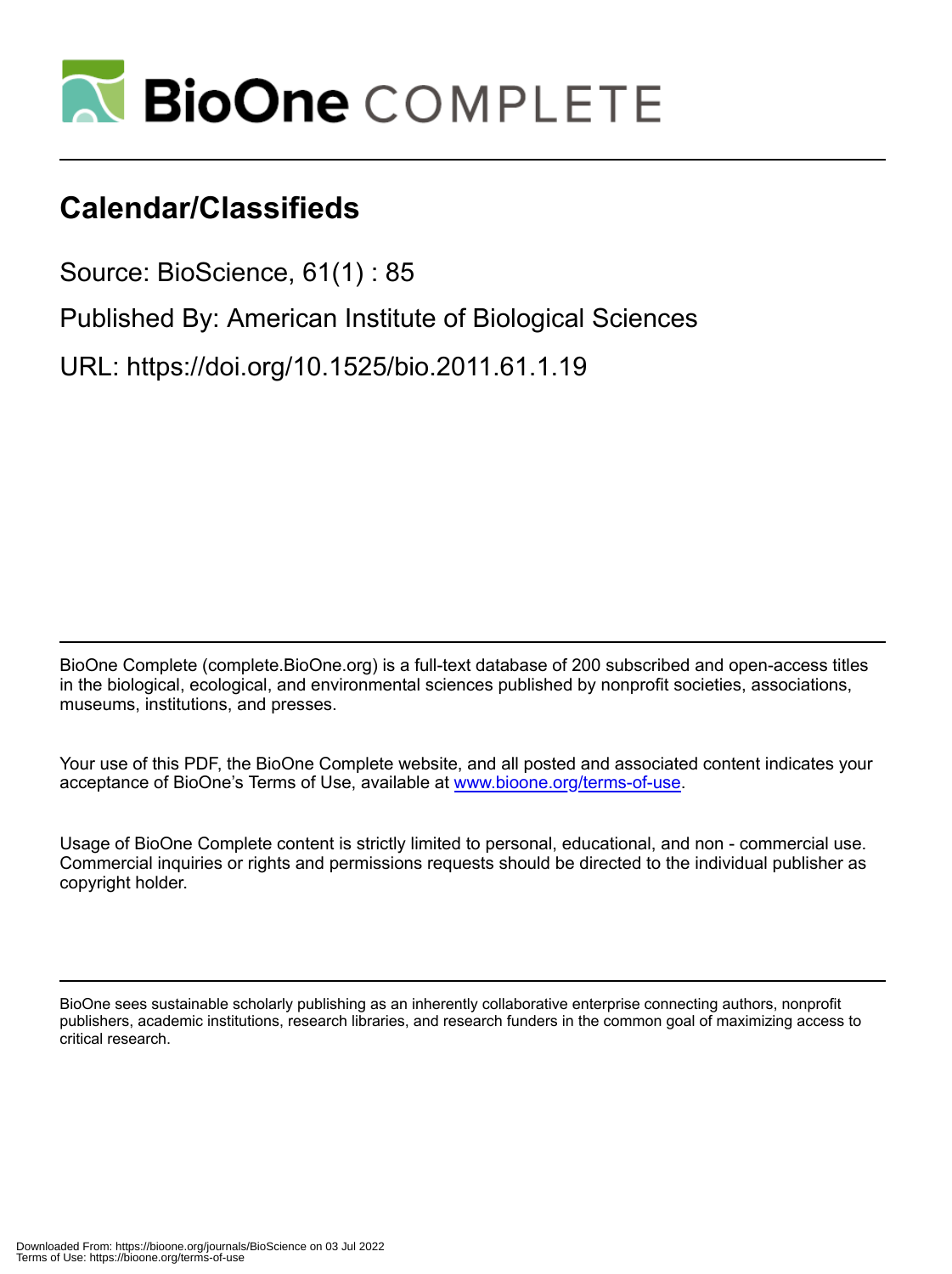# Calendar/Classifieds

Source: BioScience, 61(1) : 85

Published By: American Institute of Biological Sciences

URL: https://doi.org/10.1525/bio.2011.61.1.19

BioOne Complete (complete.BioOne.org) is a full-text database of 200 subscribed and open-access titles in the biological, ecological, and environmental sciences published by nonprofit societies, associations, museums, institutions, and presses.

Your use of this PDF, the BioOne Complete website, and all posted and associated content indicates your acceptance of BioOne's Terms of Use, available at www.bioone.org/terms-of-use.

Usage of BioOne Complete content is strictly limited to personal, educational, and non - commercial use. Commercial inquiries or rights and permissions requests should be directed to the individual publisher as copyright holder.

BioOne sees sustainable scholarly publishing as an inherently collaborative enterprise connecting authors, nonprofit publishers, academic institutions, research libraries, and research funders in the common goal of maximizing access to critical research.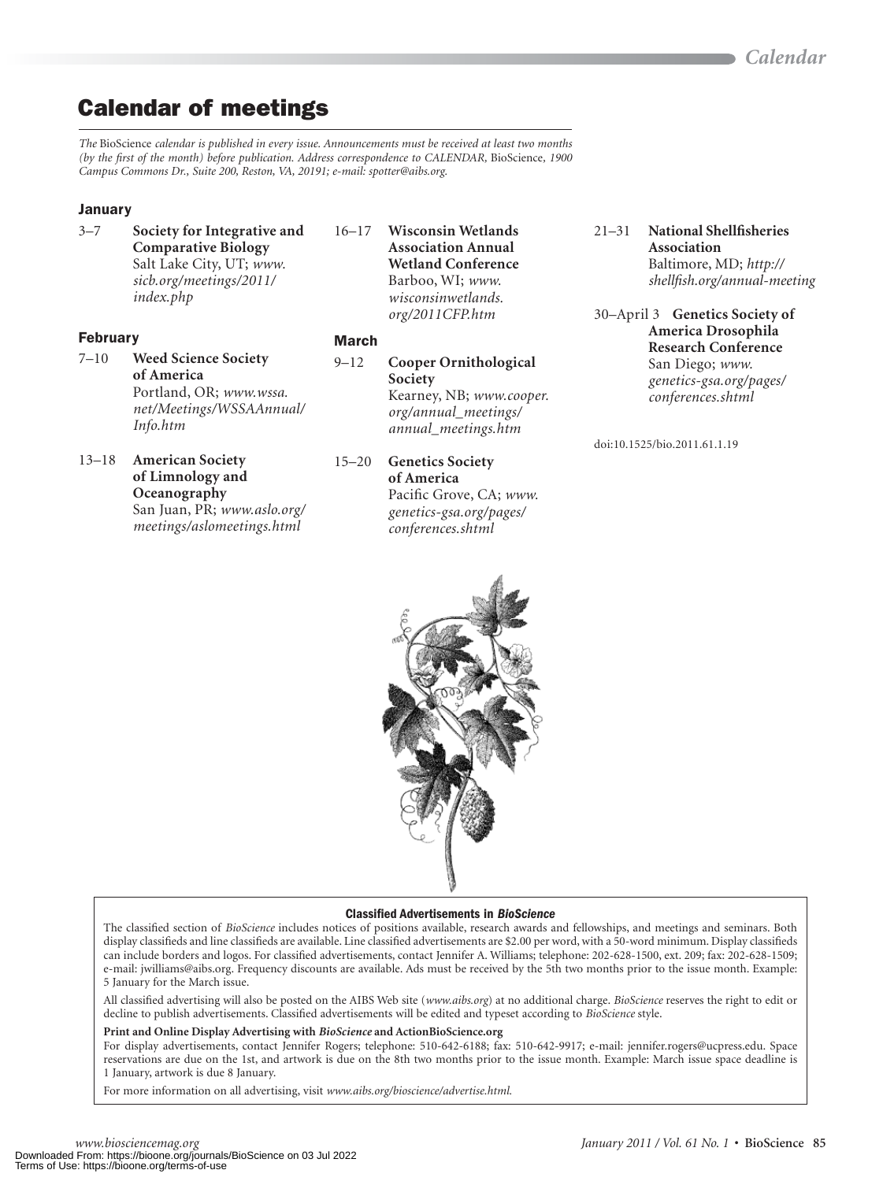# Calendar of meetings

*The* BioScience *calendar is published in every issue. Announcements must be received at least two months (by the first of the month) before publication. Address correspondence to CALENDAR,* BioScience*, 1900 Campus Commons Dr., Suite 200, Reston, VA, 20191; e-mail: spotter@aibs.org.*

## January

3–7 **Society for Integrative and Comparative Biology**
Salt Lake City, UT; *www.sicb.org/meetings/2011/index.php*

## February

7–10 **Weed Science Society of America**
Portland, OR; *www.wssa.net/Meetings/WSSAAnnual/Info.htm*

13–18 **American Society of Limnology and Oceanography**
San Juan, PR; *www.aslo.org/meetings/aslomeetings.html*

16–17 **Wisconsin Wetlands Association Annual Wetland Conference**
Barboo, WI; *www.wisconsinwetlands.org/2011CFP.htm*

## March

9–12 **Cooper Ornithological Society**
Kearney, NB; *www.cooper.org/annual_meetings/annual_meetings.htm*

15–20 **Genetics Society of America**
Pacific Grove, CA; *www.genetics-gsa.org/pages/conferences.shtml*

21–31 **National Shellfisheries Association**
Baltimore, MD; *http://shellfish.org/annual-meeting*

30–April 3 **Genetics Society of America Drosophila Research Conference**
San Diego; *www.genetics-gsa.org/pages/conferences.shtml*

doi:10.1525/bio.2011.61.1.19

### Classified Advertisements in *BioScience*

The classified section of *BioScience* includes notices of positions available, research awards and fellowships, and meetings and seminars. Both display classifieds and line classifieds are available. Line classified advertisements are $2.00 per word, with a 50-word minimum. Display classifieds can include borders and logos. For classified advertisements, contact Jennifer A. Williams; telephone: 202-628-1500, ext. 209; fax: 202-628-1509; e-mail: jwilliams@aibs.org. Frequency discounts are available. Ads must be received by the 5th two months prior to the issue month. Example: 5 January for the March issue.

All classified advertising will also be posted on the AIBS Web site (*www.aibs.org*) at no additional charge. *BioScience* reserves the right to edit or decline to publish advertisements. Classified advertisements will be edited and typeset according to *BioScience* style.

**Print and Online Display Advertising with *BioScience* and ActionBioScience.org**

For display advertisements, contact Jennifer Rogers; telephone: 510-642-6188; fax: 510-642-9917; e-mail: jennifer.rogers@ucpress.edu. Space reservations are due on the 1st, and artwork is due on the 8th two months prior to the issue month. Example: March issue space deadline is 1 January, artwork is due 8 January.

For more information on all advertising, visit *www.aibs.org/bioscience/advertise.html.*